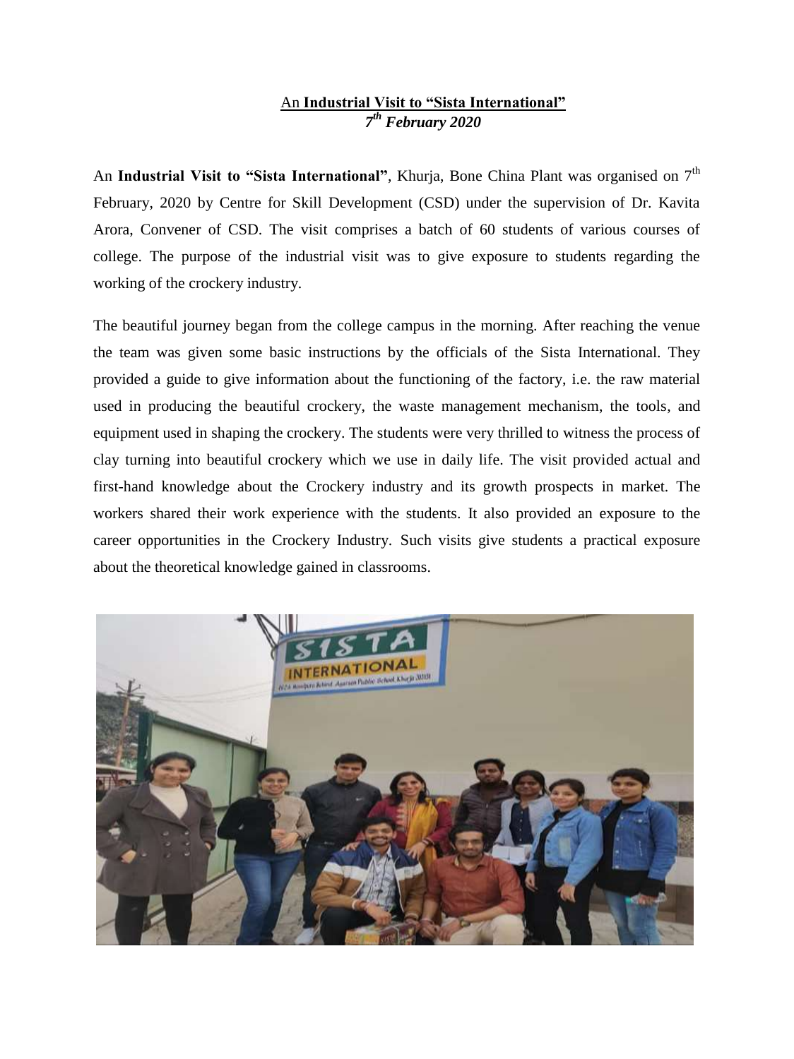# An **Industrial Visit to "Sista International"**

***7th February 2020***

An **Industrial Visit to "Sista International"**, Khurja, Bone China Plant was organised on 7th February, 2020 by Centre for Skill Development (CSD) under the supervision of Dr. Kavita Arora, Convener of CSD. The visit comprises a batch of 60 students of various courses of college. The purpose of the industrial visit was to give exposure to students regarding the working of the crockery industry.

The beautiful journey began from the college campus in the morning. After reaching the venue the team was given some basic instructions by the officials of the Sista International. They provided a guide to give information about the functioning of the factory, i.e. the raw material used in producing the beautiful crockery, the waste management mechanism, the tools, and equipment used in shaping the crockery. The students were very thrilled to witness the process of clay turning into beautiful crockery which we use in daily life. The visit provided actual and first-hand knowledge about the Crockery industry and its growth prospects in market. The workers shared their work experience with the students. It also provided an exposure to the career opportunities in the Crockery Industry. Such visits give students a practical exposure about the theoretical knowledge gained in classrooms.